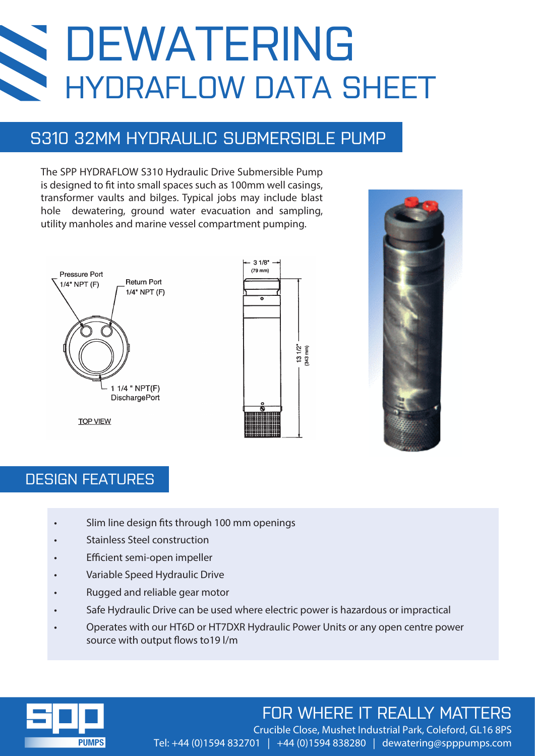# DEWATERING
## HYDRAFLOW DATA SHEET

## S310 32MM HYDRAULIC SUBMERSIBLE PUMP

The SPP HYDRAFLOW S310 Hydraulic Drive Submersible Pump is designed to fit into small spaces such as 100mm well casings, transformer vaults and bilges. Typical jobs may include blast hole dewatering, ground water evacuation and sampling, utility manholes and marine vessel compartment pumping.

Pressure Port 1/4" NPT (F)

Return Port 1/4" NPT (F)

1 1/4 " NPT(F) DischargePort

TOP VIEW

3 1/8" (79 mm)

13 1/2" (343 mm)

## DESIGN FEATURES

- Slim line design fits through 100 mm openings
- Stainless Steel construction
- Efficient semi-open impeller
- Variable Speed Hydraulic Drive
- Rugged and reliable gear motor
- Safe Hydraulic Drive can be used where electric power is hazardous or impractical
- Operates with our HT6D or HT7DXR Hydraulic Power Units or any open centre power source with output flows to19 l/m

SPP PUMPS

FOR WHERE IT REALLY MATTERS

Crucible Close, Mushet Industrial Park, Coleford, GL16 8PS

Tel: +44 (0)1594 832701 | +44 (0)1594 838280 | dewatering@spppumps.com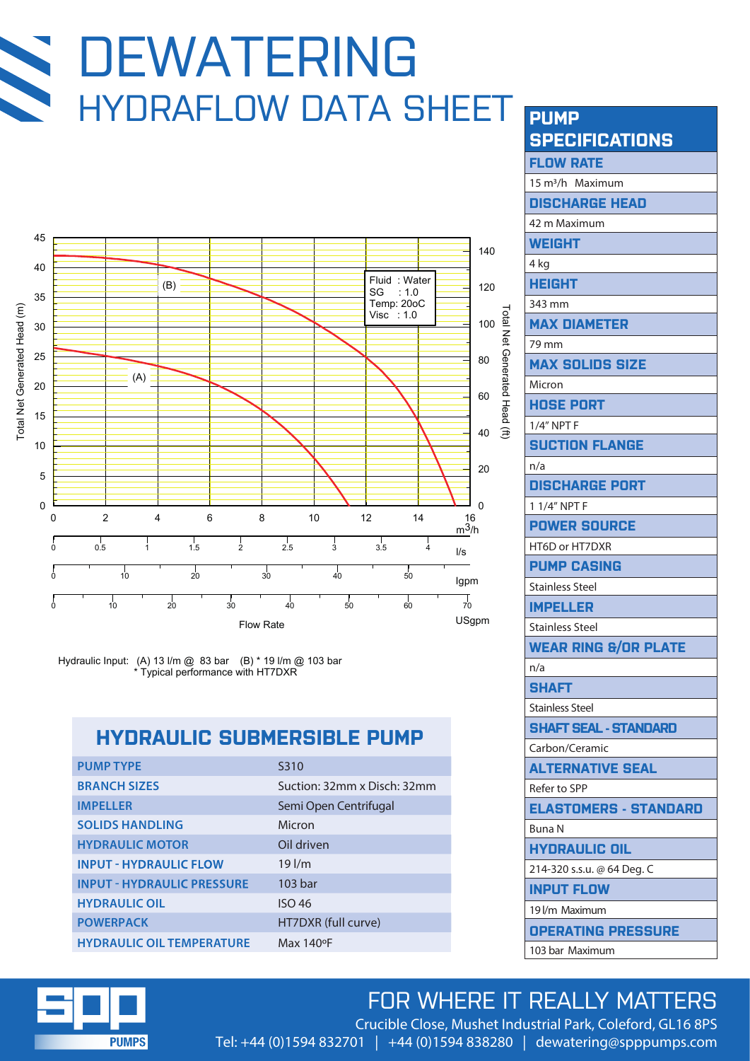# DEWATERING

## HYDRAFLOW DATA SHEET

Total Net Generated Head (m)

45
40
35
30
25
20
15
10
5
0

Total Net Generated Head (ft)

140
120
100
80
60
40
20
0

(B)

(A)

Fluid : Water
SG : 1.0
Temp: 20oC
Visc : 1.0

0 2 4 6 8 10 12 14 16 $m^3$/h

0 0.5 1 1.5 2 2.5 3 3.5 4 l/s

0 10 20 30 40 50 Igpm

0 10 20 30 40 50 60 70 USgpm

Flow Rate

Hydraulic Input: (A) 13 l/m @ 83 bar (B) * 19 l/m @ 103 bar
* Typical performance with HT7DXR

## HYDRAULIC SUBMERSIBLE PUMP

| | |
|---|---|
| **PUMP TYPE** | S310 |
| **BRANCH SIZES** | Suction: 32mm x Disch: 32mm |
| **IMPELLER** | Semi Open Centrifugal |
| **SOLIDS HANDLING** | Micron |
| **HYDRAULIC MOTOR** | Oil driven |
| **INPUT - HYDRAULIC FLOW** | 19 l/m |
| **INPUT - HYDRAULIC PRESSURE** | 103 bar |
| **HYDRAULIC OIL** | ISO 46 |
| **POWERPACK** | HT7DXR (full curve) |
| **HYDRAULIC OIL TEMPERATURE** | Max 140ºF |

## PUMP SPECIFICATIONS

| | |
|---|---|
| **FLOW RATE** | 15 $m^3$/h Maximum |
| **DISCHARGE HEAD** | 42 m Maximum |
| **WEIGHT** | 4 kg |
| **HEIGHT** | 343 mm |
| **MAX DIAMETER** | 79 mm |
| **MAX SOLIDS SIZE** | Micron |
| **HOSE PORT** | 1/4" NPT F |
| **SUCTION FLANGE** | n/a |
| **DISCHARGE PORT** | 1 1/4" NPT F |
| **POWER SOURCE** | HT6D or HT7DXR |
| **PUMP CASING** | Stainless Steel |
| **IMPELLER** | Stainless Steel |
| **WEAR RING &/OR PLATE** | n/a |
| **SHAFT** | Stainless Steel |
| **SHAFT SEAL - STANDARD** | Carbon/Ceramic |
| **ALTERNATIVE SEAL** | Refer to SPP |
| **ELASTOMERS - STANDARD** | Buna N |
| **HYDRAULIC OIL** | 214-320 s.s.u. @ 64 Deg. C |
| **INPUT FLOW** | 19 l/m Maximum |
| **OPERATING PRESSURE** | 103 bar Maximum |

SPP PUMPS

FOR WHERE IT REALLY MATTERS

Crucible Close, Mushet Industrial Park, Coleford, GL16 8PS
Tel: +44 (0)1594 832701 | +44 (0)1594 838280 | dewatering@spppumps.com